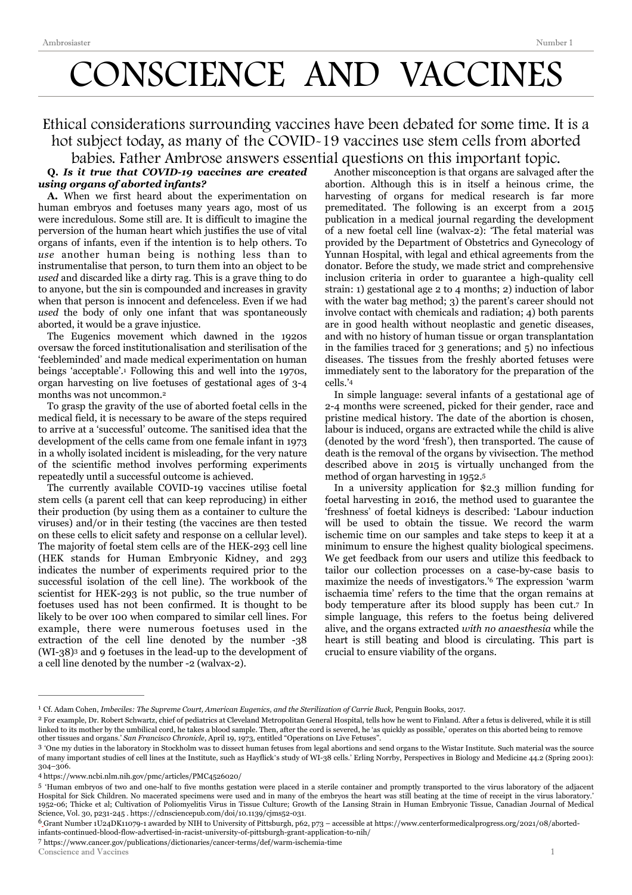# CONSCIENCE AND VACCINES

Ethical considerations surrounding vaccines have been debated for some time. It is a hot subject today, as many of the COVID-19 vaccines use stem cells from aborted babies. Father Ambrose answers essential questions on this important topic.

**Q. *Is it true that COVID-19 vaccines are created using organs of aborted infants?***

**A.** When we first heard about the experimentation on human embryos and foetuses many years ago, most of us were incredulous. Some still are. It is difficult to imagine the perversion of the human heart which justifies the use of vital organs of infants, even if the intention is to help others. To *use* another human being is nothing less than to instrumentalise that person, to turn them into an object to be *used* and discarded like a dirty rag. This is a grave thing to do to anyone, but the sin is compounded and increases in gravity when that person is innocent and defenceless. Even if we had *used* the body of only one infant that was spontaneously aborted, it would be a grave injustice.

The Eugenics movement which dawned in the 1920s oversaw the forced institutionalisation and sterilisation of the 'feebleminded' and made medical experimentation on human beings 'acceptable'.[1] Following this and well into the 1970s, organ harvesting on live foetuses of gestational ages of 3-4 months was not uncommon.[2]

To grasp the gravity of the use of aborted foetal cells in the medical field, it is necessary to be aware of the steps required to arrive at a 'successful' outcome. The sanitised idea that the development of the cells came from one female infant in 1973 in a wholly isolated incident is misleading, for the very nature of the scientific method involves performing experiments repeatedly until a successful outcome is achieved.

The currently available COVID-19 vaccines utilise foetal stem cells (a parent cell that can keep reproducing) in either their production (by using them as a container to culture the viruses) and/or in their testing (the vaccines are then tested on these cells to elicit safety and response on a cellular level). The majority of foetal stem cells are of the HEK-293 cell line (HEK stands for Human Embryonic Kidney, and 293 indicates the number of experiments required prior to the successful isolation of the cell line). The workbook of the scientist for HEK-293 is not public, so the true number of foetuses used has not been confirmed. It is thought to be likely to be over 100 when compared to similar cell lines. For example, there were numerous foetuses used in the extraction of the cell line denoted by the number -38 (WI-38)[3] and 9 foetuses in the lead-up to the development of a cell line denoted by the number -2 (walvax-2).

Another misconception is that organs are salvaged after the abortion. Although this is in itself a heinous crime, the harvesting of organs for medical research is far more premeditated. The following is an excerpt from a 2015 publication in a medical journal regarding the development of a new foetal cell line (walvax-2): 'The fetal material was provided by the Department of Obstetrics and Gynecology of Yunnan Hospital, with legal and ethical agreements from the donator. Before the study, we made strict and comprehensive inclusion criteria in order to guarantee a high-quality cell strain: 1) gestational age 2 to 4 months; 2) induction of labor with the water bag method; 3) the parent's career should not involve contact with chemicals and radiation; 4) both parents are in good health without neoplastic and genetic diseases, and with no history of human tissue or organ transplantation in the families traced for 3 generations; and 5) no infectious diseases. The tissues from the freshly aborted fetuses were immediately sent to the laboratory for the preparation of the cells.'[4]

In simple language: several infants of a gestational age of 2-4 months were screened, picked for their gender, race and pristine medical history. The date of the abortion is chosen, labour is induced, organs are extracted while the child is alive (denoted by the word 'fresh'), then transported. The cause of death is the removal of the organs by vivisection. The method described above in 2015 is virtually unchanged from the method of organ harvesting in 1952.[5]

In a university application for $2.3 million funding for foetal harvesting in 2016, the method used to guarantee the 'freshness' of foetal kidneys is described: 'Labour induction will be used to obtain the tissue. We record the warm ischemic time on our samples and take steps to keep it at a minimum to ensure the highest quality biological specimens. We get feedback from our users and utilize this feedback to tailor our collection processes on a case-by-case basis to maximize the needs of investigators.'[6] The expression 'warm ischaemia time' refers to the time that the organ remains at body temperature after its blood supply has been cut.[7] In simple language, this refers to the foetus being delivered alive, and the organs extracted *with no anaesthesia* while the heart is still beating and blood is circulating. This part is crucial to ensure viability of the organs.

---

[1] Cf. Adam Cohen, *Imbeciles: The Supreme Court, American Eugenics, and the Sterilization of Carrie Buck,* Penguin Books, 2017.

[2] For example, Dr. Robert Schwartz, chief of pediatrics at Cleveland Metropolitan General Hospital, tells how he went to Finland. After a fetus is delivered, while it is still linked to its mother by the umbilical cord, he takes a blood sample. Then, after the cord is severed, he 'as quickly as possible,' operates on this aborted being to remove other tissues and organs.' *San Francisco Chronicle*, April 19, 1973, entitled "Operations on Live Fetuses".

[3] 'One my duties in the laboratory in Stockholm was to dissect human fetuses from legal abortions and send organs to the Wistar Institute. Such material was the source of many important studies of cell lines at the Institute, such as Hayflick's study of WI-38 cells.' Erling Norrby, Perspectives in Biology and Medicine 44.2 (Spring 2001): 304–306.

[4] https://www.ncbi.nlm.nih.gov/pmc/articles/PMC4526020/

[5] 'Human embryos of two and one-half to five months gestation were placed in a sterile container and promptly transported to the virus laboratory of the adjacent Hospital for Sick Children. No macerated specimens were used and in many of the embryos the heart was still beating at the time of receipt in the virus laboratory.' 1952-06; Thicke et al; Cultivation of Poliomyelitis Virus in Tissue Culture; Growth of the Lansing Strain in Human Embryonic Tissue, Canadian Journal of Medical Science, Vol. 30, p231-245 . https://cdnsciencepub.com/doi/10.1139/cjms52-031.

[6] Grant Number 1U24DK11079-1 awarded by NIH to University of Pittsburgh, p62, p73 – accessible at https://www.centerformedicalprogress.org/2021/08/aborted-infants-continued-blood-flow-advertised-in-racist-university-of-pittsburgh-grant-application-to-nih/

[7] https://www.cancer.gov/publications/dictionaries/cancer-terms/def/warm-ischemia-time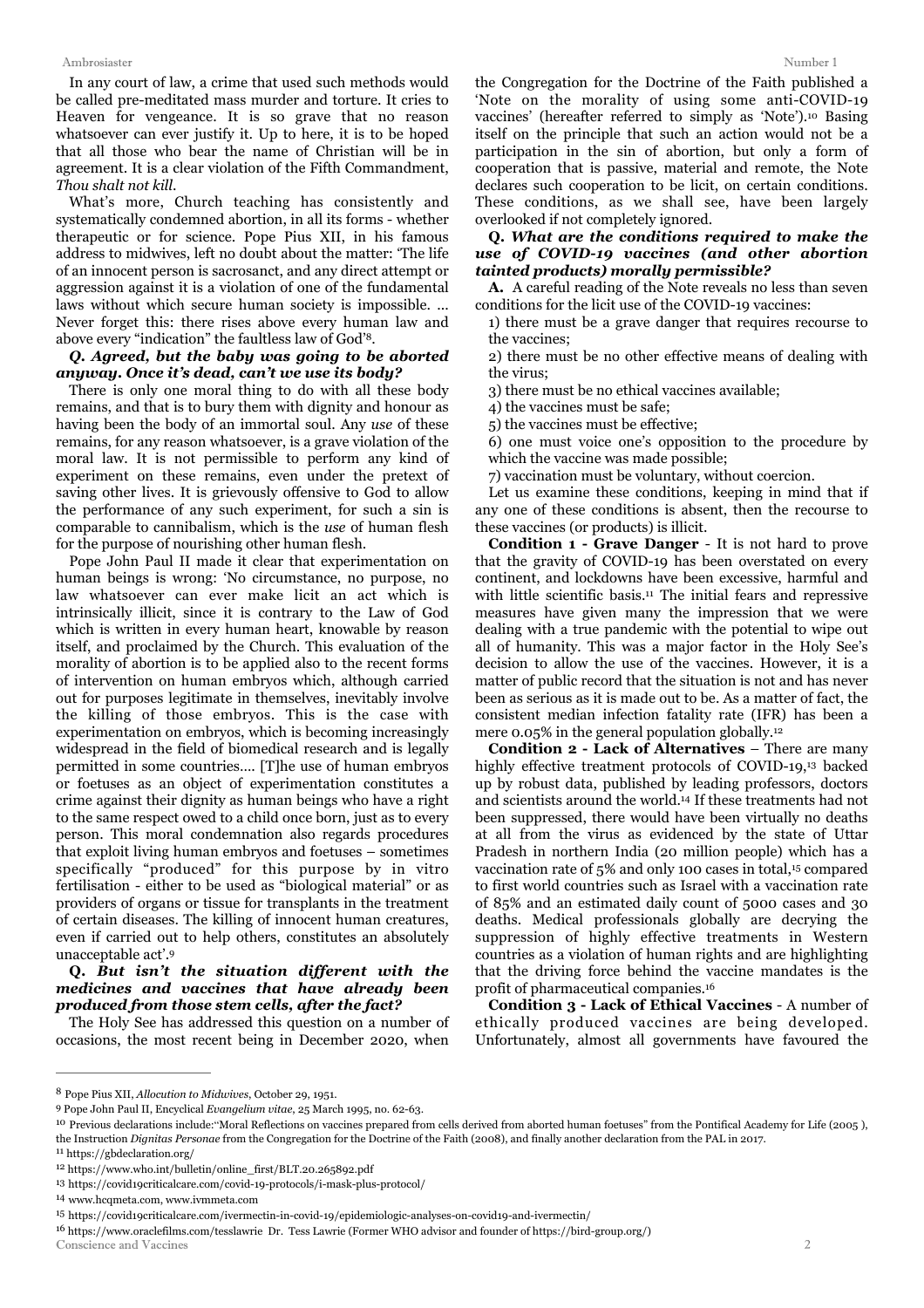In any court of law, a crime that used such methods would be called pre-meditated mass murder and torture. It cries to Heaven for vengeance. It is so grave that no reason whatsoever can ever justify it. Up to here, it is to be hoped that all those who bear the name of Christian will be in agreement. It is a clear violation of the Fifth Commandment, *Thou shalt not kill*.

What's more, Church teaching has consistently and systematically condemned abortion, in all its forms - whether therapeutic or for science. Pope Pius XII, in his famous address to midwives, left no doubt about the matter: 'The life of an innocent person is sacrosanct, and any direct attempt or aggression against it is a violation of one of the fundamental laws without which secure human society is impossible. ... Never forget this: there rises above every human law and above every "indication" the faultless law of God'[8].

***Q. Agreed, but the baby was going to be aborted anyway. Once it's dead, can't we use its body?***

There is only one moral thing to do with all these body remains, and that is to bury them with dignity and honour as having been the body of an immortal soul. Any *use* of these remains, for any reason whatsoever, is a grave violation of the moral law. It is not permissible to perform any kind of experiment on these remains, even under the pretext of saving other lives. It is grievously offensive to God to allow the performance of any such experiment, for such a sin is comparable to cannibalism, which is the *use* of human flesh for the purpose of nourishing other human flesh.

Pope John Paul II made it clear that experimentation on human beings is wrong: 'No circumstance, no purpose, no law whatsoever can ever make licit an act which is intrinsically illicit, since it is contrary to the Law of God which is written in every human heart, knowable by reason itself, and proclaimed by the Church. This evaluation of the morality of abortion is to be applied also to the recent forms of intervention on human embryos which, although carried out for purposes legitimate in themselves, inevitably involve the killing of those embryos. This is the case with experimentation on embryos, which is becoming increasingly widespread in the field of biomedical research and is legally permitted in some countries.... [T]he use of human embryos or foetuses as an object of experimentation constitutes a crime against their dignity as human beings who have a right to the same respect owed to a child once born, just as to every person. This moral condemnation also regards procedures that exploit living human embryos and foetuses – sometimes specifically "produced" for this purpose by in vitro fertilisation - either to be used as "biological material" or as providers of organs or tissue for transplants in the treatment of certain diseases. The killing of innocent human creatures, even if carried out to help others, constitutes an absolutely unacceptable act'.[9]

***Q. But isn't the situation different with the medicines and vaccines that have already been produced from those stem cells, after the fact?***

The Holy See has addressed this question on a number of occasions, the most recent being in December 2020, when the Congregation for the Doctrine of the Faith published a 'Note on the morality of using some anti-COVID-19 vaccines' (hereafter referred to simply as 'Note').[10] Basing itself on the principle that such an action would not be a participation in the sin of abortion, but only a form of cooperation that is passive, material and remote, the Note declares such cooperation to be licit, on certain conditions. These conditions, as we shall see, have been largely overlooked if not completely ignored.

***Q. What are the conditions required to make the use of COVID-19 vaccines (and other abortion tainted products) morally permissible?***

**A.** A careful reading of the Note reveals no less than seven conditions for the licit use of the COVID-19 vaccines:

1) there must be a grave danger that requires recourse to the vaccines;

2) there must be no other effective means of dealing with the virus;

3) there must be no ethical vaccines available;

4) the vaccines must be safe;

5) the vaccines must be effective;

6) one must voice one's opposition to the procedure by which the vaccine was made possible;

7) vaccination must be voluntary, without coercion.

Let us examine these conditions, keeping in mind that if any one of these conditions is absent, then the recourse to these vaccines (or products) is illicit.

**Condition 1 - Grave Danger** - It is not hard to prove that the gravity of COVID-19 has been overstated on every continent, and lockdowns have been excessive, harmful and with little scientific basis.[11] The initial fears and repressive measures have given many the impression that we were dealing with a true pandemic with the potential to wipe out all of humanity. This was a major factor in the Holy See's decision to allow the use of the vaccines. However, it is a matter of public record that the situation is not and has never been as serious as it is made out to be. As a matter of fact, the consistent median infection fatality rate (IFR) has been a mere 0.05% in the general population globally.[12]

**Condition 2 - Lack of Alternatives** – There are many highly effective treatment protocols of COVID-19,[13] backed up by robust data, published by leading professors, doctors and scientists around the world.[14] If these treatments had not been suppressed, there would have been virtually no deaths at all from the virus as evidenced by the state of Uttar Pradesh in northern India (20 million people) which has a vaccination rate of 5% and only 100 cases in total,[15] compared to first world countries such as Israel with a vaccination rate of 85% and an estimated daily count of 5000 cases and 30 deaths. Medical professionals globally are decrying the suppression of highly effective treatments in Western countries as a violation of human rights and are highlighting that the driving force behind the vaccine mandates is the profit of pharmaceutical companies.[16]

**Condition 3 - Lack of Ethical Vaccines** - A number of ethically produced vaccines are being developed. Unfortunately, almost all governments have favoured the

---

[8] Pope Pius XII, *Allocution to Midwives*, October 29, 1951.

[9] Pope John Paul II, Encyclical *Evangelium vitae*, 25 March 1995, no. 62-63.

[10] Previous declarations include:"Moral Reflections on vaccines prepared from cells derived from aborted human foetuses" from the Pontifical Academy for Life (2005 ), the Instruction *Dignitas Personae* from the Congregation for the Doctrine of the Faith (2008), and finally another declaration from the PAL in 2017.

[11] https://gbdeclaration.org/

[12] https://www.who.int/bulletin/online_first/BLT.20.265892.pdf

[13] https://covid19criticalcare.com/covid-19-protocols/i-mask-plus-protocol/

[14] www.hcqmeta.com, www.ivmmeta.com

[15] https://covid19criticalcare.com/ivermectin-in-covid-19/epidemiologic-analyses-on-covid19-and-ivermectin/

[16] https://www.oraclefilms.com/tesslawrie Dr. Tess Lawrie (Former WHO advisor and founder of https://bird-group.org/)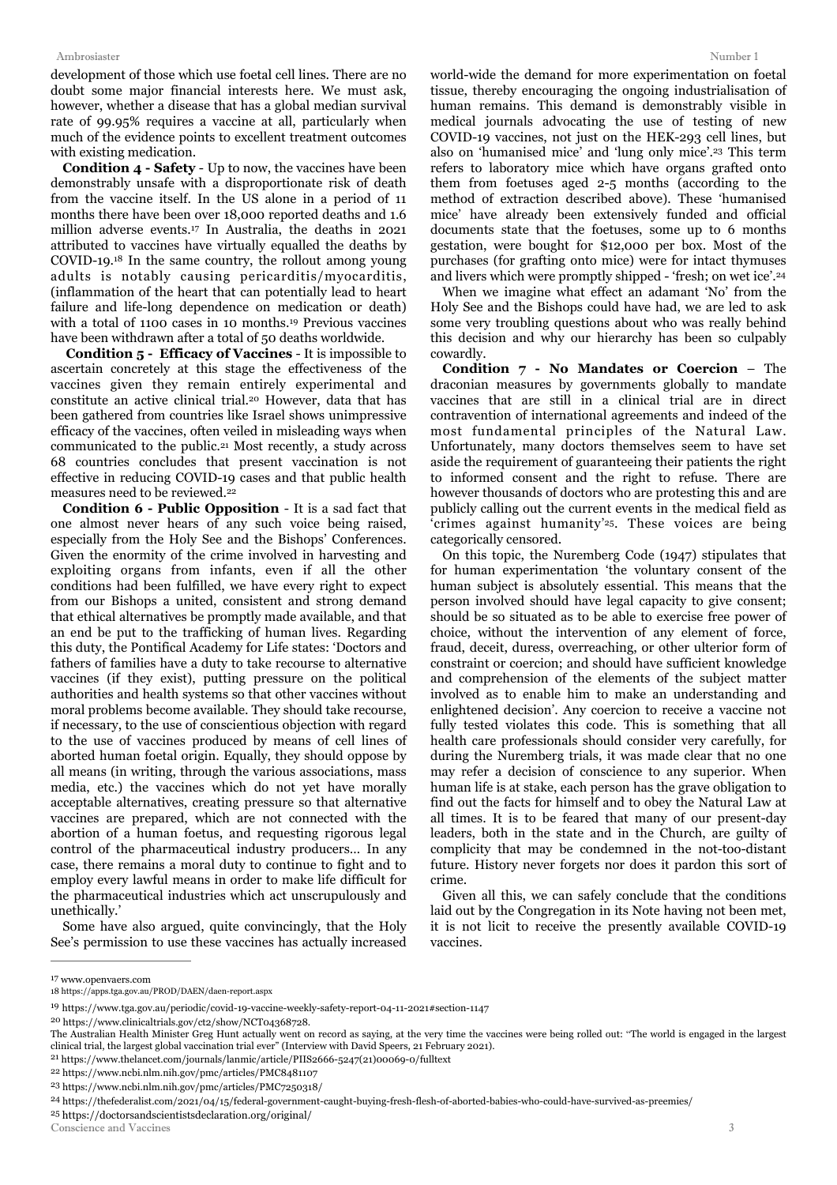development of those which use foetal cell lines. There are no doubt some major financial interests here. We must ask, however, whether a disease that has a global median survival rate of 99.95% requires a vaccine at all, particularly when much of the evidence points to excellent treatment outcomes with existing medication.

**Condition 4 - Safety** - Up to now, the vaccines have been demonstrably unsafe with a disproportionate risk of death from the vaccine itself. In the US alone in a period of 11 months there have been over 18,000 reported deaths and 1.6 million adverse events.[17] In Australia, the deaths in 2021 attributed to vaccines have virtually equalled the deaths by COVID-19.[18] In the same country, the rollout among young adults is notably causing pericarditis/myocarditis, (inflammation of the heart that can potentially lead to heart failure and life-long dependence on medication or death) with a total of 1100 cases in 10 months.[19] Previous vaccines have been withdrawn after a total of 50 deaths worldwide.

**Condition 5 - Efficacy of Vaccines** - It is impossible to ascertain concretely at this stage the effectiveness of the vaccines given they remain entirely experimental and constitute an active clinical trial.[20] However, data that has been gathered from countries like Israel shows unimpressive efficacy of the vaccines, often veiled in misleading ways when communicated to the public.[21] Most recently, a study across 68 countries concludes that present vaccination is not effective in reducing COVID-19 cases and that public health measures need to be reviewed.[22]

**Condition 6 - Public Opposition** - It is a sad fact that one almost never hears of any such voice being raised, especially from the Holy See and the Bishops' Conferences. Given the enormity of the crime involved in harvesting and exploiting organs from infants, even if all the other conditions had been fulfilled, we have every right to expect from our Bishops a united, consistent and strong demand that ethical alternatives be promptly made available, and that an end be put to the trafficking of human lives. Regarding this duty, the Pontifical Academy for Life states: 'Doctors and fathers of families have a duty to take recourse to alternative vaccines (if they exist), putting pressure on the political authorities and health systems so that other vaccines without moral problems become available. They should take recourse, if necessary, to the use of conscientious objection with regard to the use of vaccines produced by means of cell lines of aborted human foetal origin. Equally, they should oppose by all means (in writing, through the various associations, mass media, etc.) the vaccines which do not yet have morally acceptable alternatives, creating pressure so that alternative vaccines are prepared, which are not connected with the abortion of a human foetus, and requesting rigorous legal control of the pharmaceutical industry producers... In any case, there remains a moral duty to continue to fight and to employ every lawful means in order to make life difficult for the pharmaceutical industries which act unscrupulously and unethically.'

Some have also argued, quite convincingly, that the Holy See's permission to use these vaccines has actually increased world-wide the demand for more experimentation on foetal tissue, thereby encouraging the ongoing industrialisation of human remains. This demand is demonstrably visible in medical journals advocating the use of testing of new COVID-19 vaccines, not just on the HEK-293 cell lines, but also on 'humanised mice' and 'lung only mice'.[23] This term refers to laboratory mice which have organs grafted onto them from foetuses aged 2-5 months (according to the method of extraction described above). These 'humanised mice' have already been extensively funded and official documents state that the foetuses, some up to 6 months gestation, were bought for $12,000 per box. Most of the purchases (for grafting onto mice) were for intact thymuses and livers which were promptly shipped - 'fresh; on wet ice'.[24]

When we imagine what effect an adamant 'No' from the Holy See and the Bishops could have had, we are led to ask some very troubling questions about who was really behind this decision and why our hierarchy has been so culpably cowardly.

**Condition 7 - No Mandates or Coercion** – The draconian measures by governments globally to mandate vaccines that are still in a clinical trial are in direct contravention of international agreements and indeed of the most fundamental principles of the Natural Law. Unfortunately, many doctors themselves seem to have set aside the requirement of guaranteeing their patients the right to informed consent and the right to refuse. There are however thousands of doctors who are protesting this and are publicly calling out the current events in the medical field as 'crimes against humanity'[25]. These voices are being categorically censored.

On this topic, the Nuremberg Code (1947) stipulates that for human experimentation 'the voluntary consent of the human subject is absolutely essential. This means that the person involved should have legal capacity to give consent; should be so situated as to be able to exercise free power of choice, without the intervention of any element of force, fraud, deceit, duress, overreaching, or other ulterior form of constraint or coercion; and should have sufficient knowledge and comprehension of the elements of the subject matter involved as to enable him to make an understanding and enlightened decision'. Any coercion to receive a vaccine not fully tested violates this code. This is something that all health care professionals should consider very carefully, for during the Nuremberg trials, it was made clear that no one may refer a decision of conscience to any superior. When human life is at stake, each person has the grave obligation to find out the facts for himself and to obey the Natural Law at all times. It is to be feared that many of our present-day leaders, both in the state and in the Church, are guilty of complicity that may be condemned in the not-too-distant future. History never forgets nor does it pardon this sort of crime.

Given all this, we can safely conclude that the conditions laid out by the Congregation in its Note having not been met, it is not licit to receive the presently available COVID-19 vaccines.

---

[17] www.openvaers.com

[18] https://apps.tga.gov.au/PROD/DAEN/daen-report.aspx

[19] https://www.tga.gov.au/periodic/covid-19-vaccine-weekly-safety-report-04-11-2021#section-1147

[20] https://www.clinicaltrials.gov/ct2/show/NCT04368728.
The Australian Health Minister Greg Hunt actually went on record as saying, at the very time the vaccines were being rolled out: "The world is engaged in the largest clinical trial, the largest global vaccination trial ever" (Interview with David Speers, 21 February 2021).

[21] https://www.thelancet.com/journals/lanmic/article/PIIS2666-5247(21)00069-0/fulltext

[22] https://www.ncbi.nlm.nih.gov/pmc/articles/PMC8481107

[23] https://www.ncbi.nlm.nih.gov/pmc/articles/PMC7250318/

[24] https://thefederalist.com/2021/04/15/federal-government-caught-buying-fresh-flesh-of-aborted-babies-who-could-have-survived-as-preemies/

[25] https://doctorsandscientistsdeclaration.org/original/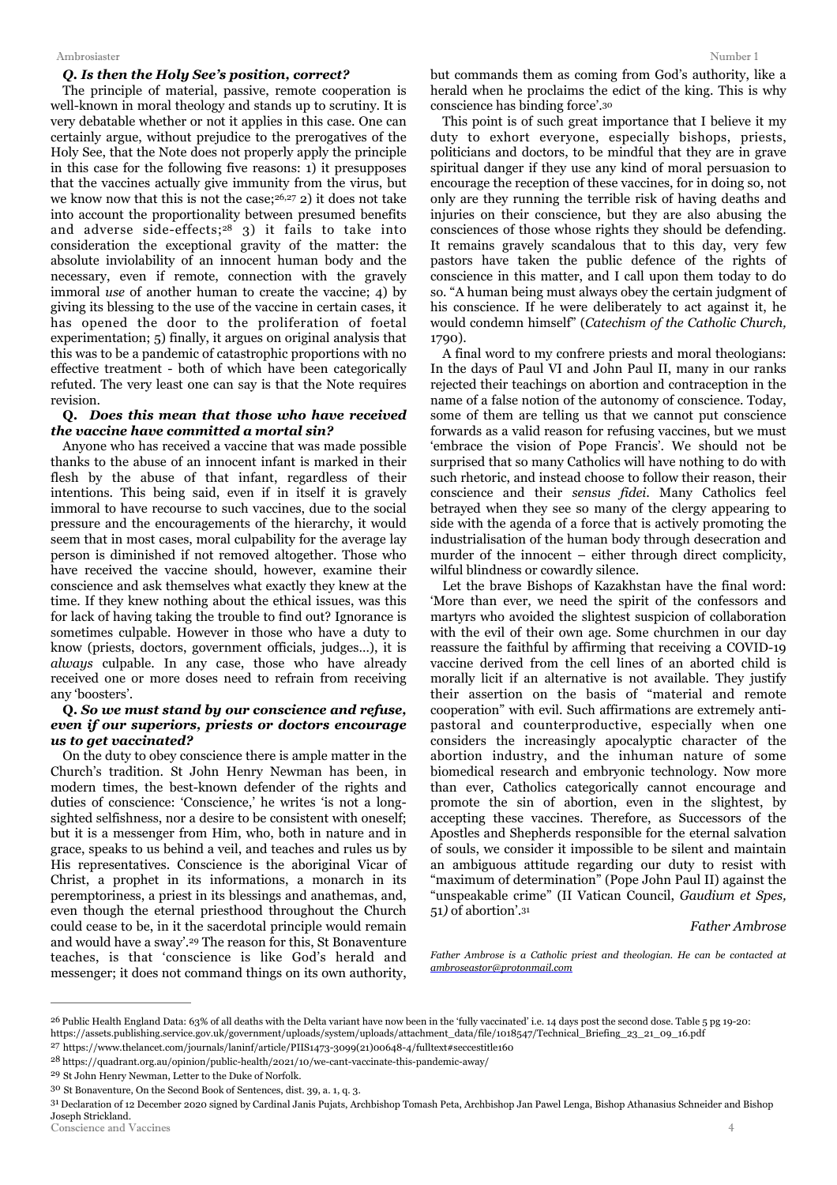### *Q. Is then the Holy See's position, correct?*

The principle of material, passive, remote cooperation is well-known in moral theology and stands up to scrutiny. It is very debatable whether or not it applies in this case. One can certainly argue, without prejudice to the prerogatives of the Holy See, that the Note does not properly apply the principle in this case for the following five reasons: 1) it presupposes that the vaccines actually give immunity from the virus, but we know now that this is not the case;[26,27] 2) it does not take into account the proportionality between presumed benefits and adverse side-effects;[28] 3) it fails to take into consideration the exceptional gravity of the matter: the absolute inviolability of an innocent human body and the necessary, even if remote, connection with the gravely immoral *use* of another human to create the vaccine; 4) by giving its blessing to the use of the vaccine in certain cases, it has opened the door to the proliferation of foetal experimentation; 5) finally, it argues on original analysis that this was to be a pandemic of catastrophic proportions with no effective treatment - both of which have been categorically refuted. The very least one can say is that the Note requires revision.

### **Q. *Does this mean that those who have received the vaccine have committed a mortal sin?***

Anyone who has received a vaccine that was made possible thanks to the abuse of an innocent infant is marked in their flesh by the abuse of that infant, regardless of their intentions. This being said, even if in itself it is gravely immoral to have recourse to such vaccines, due to the social pressure and the encouragements of the hierarchy, it would seem that in most cases, moral culpability for the average lay person is diminished if not removed altogether. Those who have received the vaccine should, however, examine their conscience and ask themselves what exactly they knew at the time. If they knew nothing about the ethical issues, was this for lack of having taking the trouble to find out? Ignorance is sometimes culpable. However in those who have a duty to know (priests, doctors, government officials, judges...), it is *always* culpable. In any case, those who have already received one or more doses need to refrain from receiving any 'boosters'.

### **Q. *So we must stand by our conscience and refuse, even if our superiors, priests or doctors encourage us to get vaccinated?***

On the duty to obey conscience there is ample matter in the Church's tradition. St John Henry Newman has been, in modern times, the best-known defender of the rights and duties of conscience: 'Conscience,' he writes 'is not a long-sighted selfishness, nor a desire to be consistent with oneself; but it is a messenger from Him, who, both in nature and in grace, speaks to us behind a veil, and teaches and rules us by His representatives. Conscience is the aboriginal Vicar of Christ, a prophet in its informations, a monarch in its peremptoriness, a priest in its blessings and anathemas, and, even though the eternal priesthood throughout the Church could cease to be, in it the sacerdotal principle would remain and would have a sway'.[29] The reason for this, St Bonaventure teaches, is that 'conscience is like God's herald and messenger; it does not command things on its own authority, but commands them as coming from God's authority, like a herald when he proclaims the edict of the king. This is why conscience has binding force'.[30]

This point is of such great importance that I believe it my duty to exhort everyone, especially bishops, priests, politicians and doctors, to be mindful that they are in grave spiritual danger if they use any kind of moral persuasion to encourage the reception of these vaccines, for in doing so, not only are they running the terrible risk of having deaths and injuries on their conscience, but they are also abusing the consciences of those whose rights they should be defending. It remains gravely scandalous that to this day, very few pastors have taken the public defence of the rights of conscience in this matter, and I call upon them today to do so. "A human being must always obey the certain judgment of his conscience. If he were deliberately to act against it, he would condemn himself" (*Catechism of the Catholic Church,* 1790).

A final word to my confrere priests and moral theologians: In the days of Paul VI and John Paul II, many in our ranks rejected their teachings on abortion and contraception in the name of a false notion of the autonomy of conscience. Today, some of them are telling us that we cannot put conscience forwards as a valid reason for refusing vaccines, but we must 'embrace the vision of Pope Francis'. We should not be surprised that so many Catholics will have nothing to do with such rhetoric, and instead choose to follow their reason, their conscience and their *sensus fidei*. Many Catholics feel betrayed when they see so many of the clergy appearing to side with the agenda of a force that is actively promoting the industrialisation of the human body through desecration and murder of the innocent – either through direct complicity, wilful blindness or cowardly silence.

Let the brave Bishops of Kazakhstan have the final word: 'More than ever, we need the spirit of the confessors and martyrs who avoided the slightest suspicion of collaboration with the evil of their own age. Some churchmen in our day reassure the faithful by affirming that receiving a COVID-19 vaccine derived from the cell lines of an aborted child is morally licit if an alternative is not available. They justify their assertion on the basis of "material and remote cooperation" with evil. Such affirmations are extremely anti-pastoral and counterproductive, especially when one considers the increasingly apocalyptic character of the abortion industry, and the inhuman nature of some biomedical research and embryonic technology. Now more than ever, Catholics categorically cannot encourage and promote the sin of abortion, even in the slightest, by accepting these vaccines. Therefore, as Successors of the Apostles and Shepherds responsible for the eternal salvation of souls, we consider it impossible to be silent and maintain an ambiguous attitude regarding our duty to resist with "maximum of determination" (Pope John Paul II) against the "unspeakable crime" (II Vatican Council, *Gaudium et Spes,* 51*)* of abortion'.[31]

*Father Ambrose*

*Father Ambrose is a Catholic priest and theologian. He can be contacted at ambroseastor@protonmail.com*

---

[26] Public Health England Data: 63% of all deaths with the Delta variant have now been in the 'fully vaccinated' i.e. 14 days post the second dose. Table 5 pg 19-20: https://assets.publishing.service.gov.uk/government/uploads/system/uploads/attachment_data/file/1018547/Technical_Briefing_23_21_09_16.pdf

[27] https://www.thelancet.com/journals/laninf/article/PIIS1473-3099(21)00648-4/fulltext#seccestitle160

[28] https://quadrant.org.au/opinion/public-health/2021/10/we-cant-vaccinate-this-pandemic-away/

[29] St John Henry Newman, Letter to the Duke of Norfolk.

[30] St Bonaventure, On the Second Book of Sentences, dist. 39, a. 1, q. 3.

[31] Declaration of 12 December 2020 signed by Cardinal Janis Pujats, Archbishop Tomash Peta, Archbishop Jan Pawel Lenga, Bishop Athanasius Schneider and Bishop Joseph Strickland.